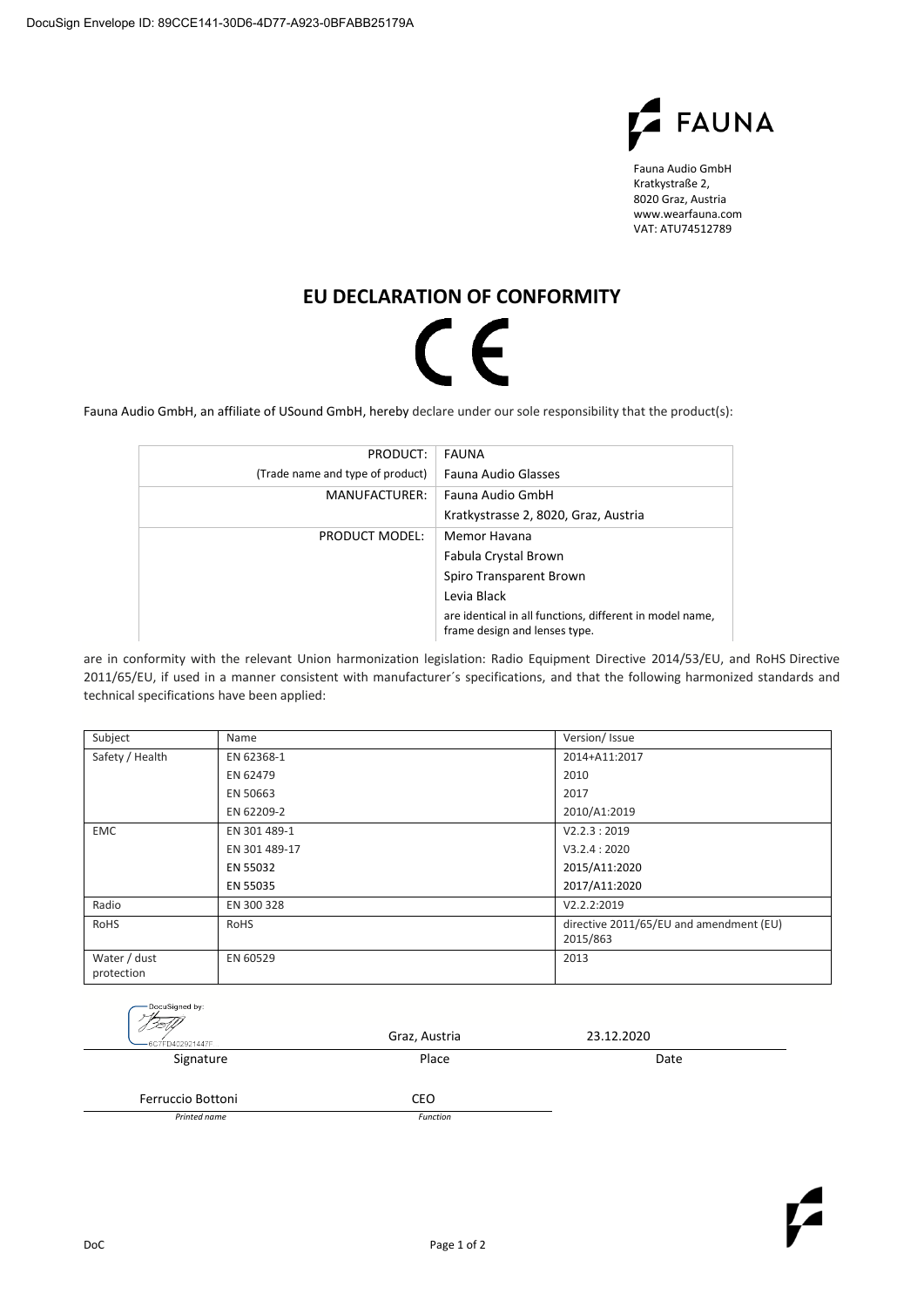DocuSign Envelope ID: 89CCE141-30D6-4D77-A923-0BFABB25179A

FAUNA

Fauna Audio GmbH
Kratkystraße 2,
8020 Graz, Austria
www.wearfauna.com
VAT: ATU74512789

# EU DECLARATION OF CONFORMITY

CE

Fauna Audio GmbH, an affiliate of USound GmbH, hereby declare under our sole responsibility that the product(s):

| | |
|---|---|
| PRODUCT: | FAUNA |
| (Trade name and type of product) | Fauna Audio Glasses |
| MANUFACTURER: | Fauna Audio GmbH |
| | Kratkystrasse 2, 8020, Graz, Austria |
| PRODUCT MODEL: | Memor Havana |
| | Fabula Crystal Brown |
| | Spiro Transparent Brown |
| | Levia Black |
| | are identical in all functions, different in model name, frame design and lenses type. |

are in conformity with the relevant Union harmonization legislation: Radio Equipment Directive 2014/53/EU, and RoHS Directive 2011/65/EU, if used in a manner consistent with manufacturer´s specifications, and that the following harmonized standards and technical specifications have been applied:

| Subject | Name | Version/ Issue |
|---|---|---|
| Safety / Health | EN 62368-1 | 2014+A11:2017 |
| | EN 62479 | 2010 |
| | EN 50663 | 2017 |
| | EN 62209-2 | 2010/A1:2019 |
| EMC | EN 301 489-1 | V2.2.3 : 2019 |
| | EN 301 489-17 | V3.2.4 : 2020 |
| | EN 55032 | 2015/A11:2020 |
| | EN 55035 | 2017/A11:2020 |
| Radio | EN 300 328 | V2.2.2:2019 |
| RoHS | RoHS | directive 2011/65/EU and amendment (EU) 2015/863 |
| Water / dust protection | EN 60529 | 2013 |

DocuSigned by:
6C7FD402921447F

| Signature | Place | Date |
|---|---|---|
| | Graz, Austria | 23.12.2020 |

| *Printed name* | *Function* |
|---|---|
| Ferruccio Bottoni | CEO |

DoC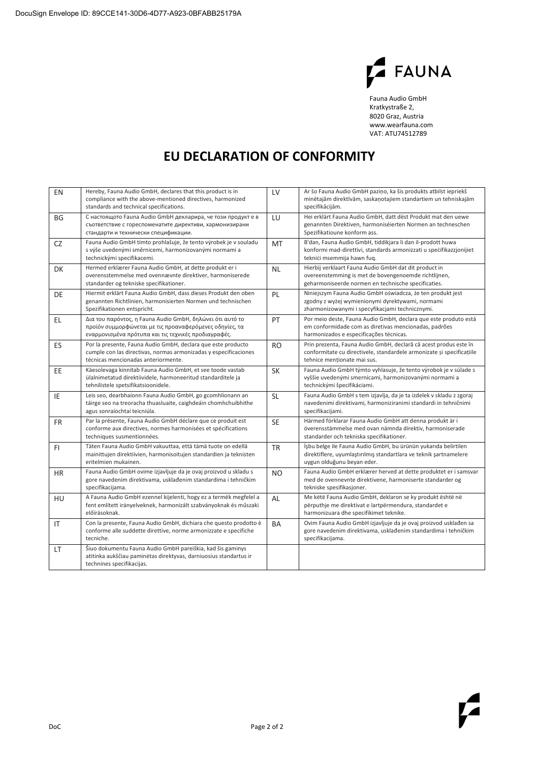DocuSign Envelope ID: 89CCE141-30D6-4D77-A923-0BFABB25179A

FAUNA

Fauna Audio GmbH
Kratkystraße 2,
8020 Graz, Austria
www.wearfauna.com
VAT: ATU74512789

# EU DECLARATION OF CONFORMITY

| | | | |
|---|---|---|---|
| EN | Hereby, Fauna Audio GmbH, declares that this product is in compliance with the above-mentioned directives, harmonized standards and technical specifications. | LV | Ar šo Fauna Audio GmbH paziņo, ka šis produkts atbilst iepriekš minētajām direktīvām, saskaņotajiem standartiem un tehniskajām specifikācijām. |
| BG | С настоящото Fauna Audio GmbH декларира, че този продукт е в съответствие с гореспоменатите директиви, хармонизирани стандарти и технически спецификации. | LU | Hei erklärt Fauna Audio GmbH, datt dëst Produkt mat den uewe genannten Direktiven, harmoniséierten Normen an techneschen Spezifikatioune konform ass. |
| CZ | Fauna Audio GmbH tímto prohlašuje, že tento výrobek je v souladu s výše uvedenými směrnicemi, harmonizovanými normami a technickými specifikacemi. | MT | B'dan, Fauna Audio GmbH, tiddikjara li dan il-prodott huwa konformi mad-direttivi, standards armonizzati u speċifikazzjonijiet tekniċi msemmija hawn fuq. |
| DK | Hermed erklærer Fauna Audio GmbH, at dette produkt er i overensstemmelse med ovennævnte direktiver, harmoniserede standarder og tekniske specifikationer. | NL | Hierbij verklaart Fauna Audio GmbH dat dit product in overeenstemming is met de bovengenoemde richtlijnen, geharmoniseerde normen en technische specificaties. |
| DE | Hiermit erklärt Fauna Audio GmbH, dass dieses Produkt den oben genannten Richtlinien, harmonisierten Normen und technischen Spezifikationen entspricht. | PL | Niniejszym Fauna Audio GmbH oświadcza, że ten produkt jest zgodny z wyżej wymienionymi dyrektywami, normami zharmonizowanymi i specyfikacjami technicznymi. |
| EL | Δια του παρόντος, η Fauna Audio GmbH, δηλώνει ότι αυτό το προϊόν συμμορφώνεται με τις προαναφερόμενες οδηγίες, τα εναρμονισμένα πρότυπα και τις τεχνικές προδιαγραφές. | PT | Por meio deste, Fauna Audio GmbH, declara que este produto está em conformidade com as diretivas mencionadas, padrões harmonizados e especificações técnicas. |
| ES | Por la presente, Fauna Audio GmbH, declara que este producto cumple con las directivas, normas armonizadas y especificaciones técnicas mencionadas anteriormente. | RO | Prin prezenta, Fauna Audio GmbH, declară că acest produs este în conformitate cu directivele, standardele armonizate și specificațiile tehnice menționate mai sus. |
| EE | Käesolevaga kinnitab Fauna Audio GmbH, et see toode vastab ülalnimetatud direktiividele, harmoneeritud standarditele ja tehnilistele spetsifikatsioonidele. | SK | Fauna Audio GmbH týmto vyhlasuje, že tento výrobok je v súlade s vyššie uvedenými smernicami, harmonizovanými normami a technickými špecifikáciami. |
| IE | Leis seo, dearbhaíonn Fauna Audio GmbH, go gcomhlíonann an táirge seo na treoracha thuasluaite, caighdeáin chomhchuibhithe agus sonraíochtaí teicniúla. | SL | Fauna Audio GmbH s tem izjavlja, da je ta izdelek v skladu z zgoraj navedenimi direktivami, harmoniziranimi standardi in tehničnimi specifikacijami. |
| FR | Par la présente, Fauna Audio GmbH déclare que ce produit est conforme aux directives, normes harmonisées et spécifications techniques susmentionnées. | SE | Härmed förklarar Fauna Audio GmbH att denna produkt är i överensstämmelse med ovan nämnda direktiv, harmoniserade standarder och tekniska specifikationer. |
| FI | Täten Fauna Audio GmbH vakuuttaa, että tämä tuote on edellä mainittujen direktiivien, harmonisoitujen standardien ja teknisten eritelmien mukainen. | TR | İşbu belge ile Fauna Audio GmbH, bu ürünün yukarıda belirtilen direktiflere, uyumlaştırılmış standartlara ve teknik şartnamelere uygun olduğunu beyan eder. |
| HR | Fauna Audio GmbH ovime izjavljuje da je ovaj proizvod u skladu s gore navedenim direktivama, usklađenim standardima i tehničkim specifikacijama. | NO | Fauna Audio GmbH erklærer herved at dette produktet er i samsvar med de ovennevnte direktivene, harmoniserte standarder og tekniske spesifikasjoner. |
| HU | A Fauna Audio GmbH ezennel kijelenti, hogy ez a termék megfelel a fent említett irányelveknek, harmonizált szabványoknak és műszaki előírásoknak. | AL | Me këtë Fauna Audio GmbH, deklaron se ky produkt është në përputhje me direktivat e lartpërmendura, standardet e harmonizuara dhe specifikimet teknike. |
| IT | Con la presente, Fauna Audio GmbH, dichiara che questo prodotto è conforme alle suddette direttive, norme armonizzate e specifiche tecniche. | BA | Ovim Fauna Audio GmbH izjavljuje da je ovaj proizvod usklađen sa gore navedenim direktivama, usklađenim standardima i tehničkim specifikacijama. |
| LT | Šiuo dokumentu Fauna Audio GmbH pareiškia, kad šis gaminys atitinka aukščiau paminėtas direktyvas, darniuosius standartus ir technines specifikacijas. | | |

DoC